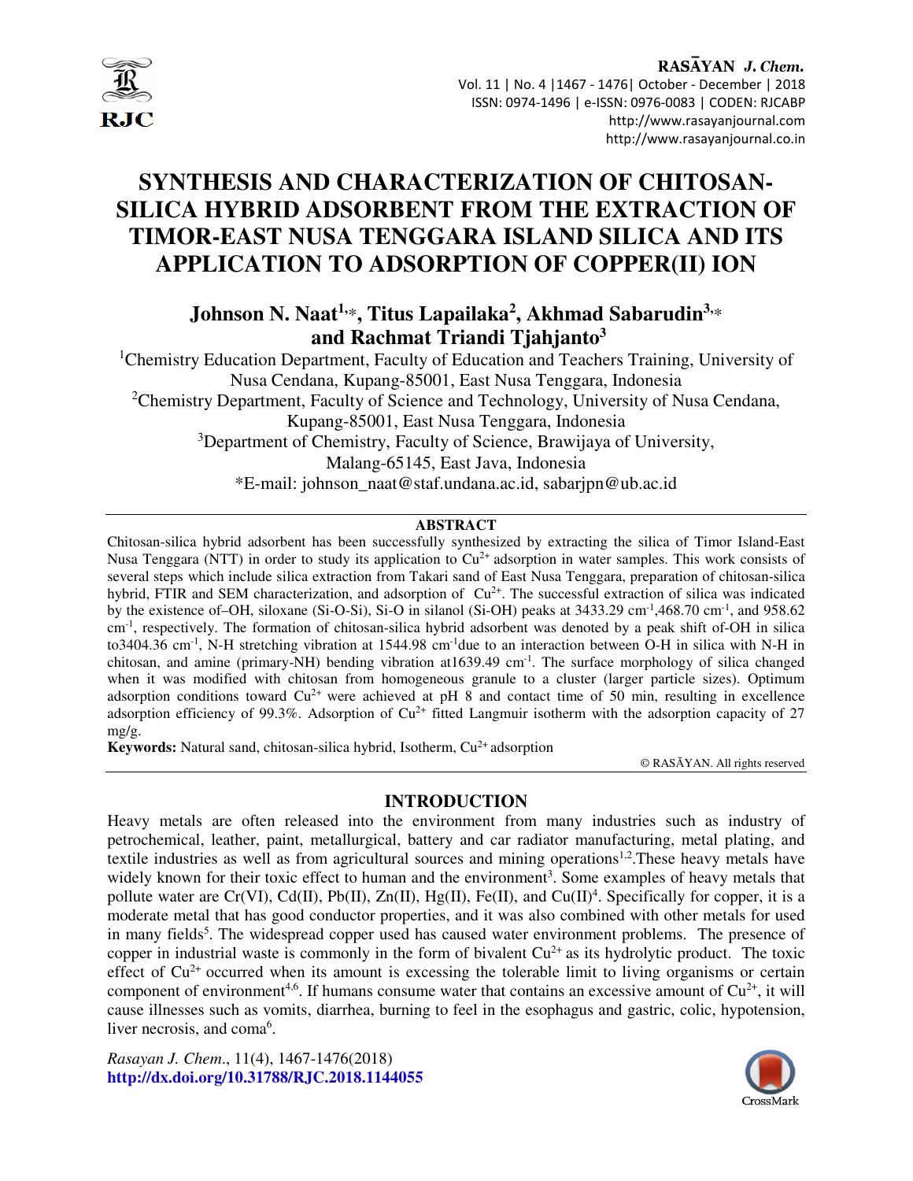# SYNTHESIS AND CHARACTERIZATION OF CHITOSAN-SILICA HYBRID ADSORBENT FROM THE EXTRACTION OF TIMOR-EAST NUSA TENGGARA ISLAND SILICA AND ITS APPLICATION TO ADSORPTION OF COPPER(II) ION

**Johnson N. Naat[1,*], Titus Lapailaka[2], Akhmad Sabarudin[3,*] and Rachmat Triandi Tjahjanto[3]**

[1]Chemistry Education Department, Faculty of Education and Teachers Training, University of Nusa Cendana, Kupang-85001, East Nusa Tenggara, Indonesia

[2]Chemistry Department, Faculty of Science and Technology, University of Nusa Cendana, Kupang-85001, East Nusa Tenggara, Indonesia

[3]Department of Chemistry, Faculty of Science, Brawijaya of University, Malang-65145, East Java, Indonesia

*E-mail: johnson_naat@staf.undana.ac.id, sabarjpn@ub.ac.id

## ABSTRACT

Chitosan-silica hybrid adsorbent has been successfully synthesized by extracting the silica of Timor Island-East Nusa Tenggara (NTT) in order to study its application to $Cu^{2+}$ adsorption in water samples. This work consists of several steps which include silica extraction from Takari sand of East Nusa Tenggara, preparation of chitosan-silica hybrid, FTIR and SEM characterization, and adsorption of $Cu^{2+}$. The successful extraction of silica was indicated by the existence of–OH, siloxane (Si-O-Si), Si-O in silanol (Si-OH) peaks at 3433.29 $cm^{-1}$,468.70 $cm^{-1}$, and 958.62 $cm^{-1}$, respectively. The formation of chitosan-silica hybrid adsorbent was denoted by a peak shift of-OH in silica to3404.36 $cm^{-1}$, N-H stretching vibration at 1544.98 $cm^{-1}$due to an interaction between O-H in silica with N-H in chitosan, and amine (primary-NH) bending vibration at1639.49 $cm^{-1}$. The surface morphology of silica changed when it was modified with chitosan from homogeneous granule to a cluster (larger particle sizes). Optimum adsorption conditions toward $Cu^{2+}$ were achieved at pH 8 and contact time of 50 min, resulting in excellence adsorption efficiency of 99.3%. Adsorption of $Cu^{2+}$ fitted Langmuir isotherm with the adsorption capacity of 27 mg/g.

**Keywords:** Natural sand, chitosan-silica hybrid, Isotherm, $Cu^{2+}$ adsorption

© RASĀYAN. All rights reserved

## INTRODUCTION

Heavy metals are often released into the environment from many industries such as industry of petrochemical, leather, paint, metallurgical, battery and car radiator manufacturing, metal plating, and textile industries as well as from agricultural sources and mining operations[1,2].These heavy metals have widely known for their toxic effect to human and the environment[3]. Some examples of heavy metals that pollute water are Cr(VI), Cd(II), Pb(II), Zn(II), Hg(II), Fe(II), and Cu(II)[4]. Specifically for copper, it is a moderate metal that has good conductor properties, and it was also combined with other metals for used in many fields[5]. The widespread copper used has caused water environment problems. The presence of copper in industrial waste is commonly in the form of bivalent $Cu^{2+}$ as its hydrolytic product. The toxic effect of $Cu^{2+}$ occurred when its amount is excessing the tolerable limit to living organisms or certain component of environment[4,6]. If humans consume water that contains an excessive amount of $Cu^{2+}$, it will cause illnesses such as vomits, diarrhea, burning to feel in the esophagus and gastric, colic, hypotension, liver necrosis, and coma[6].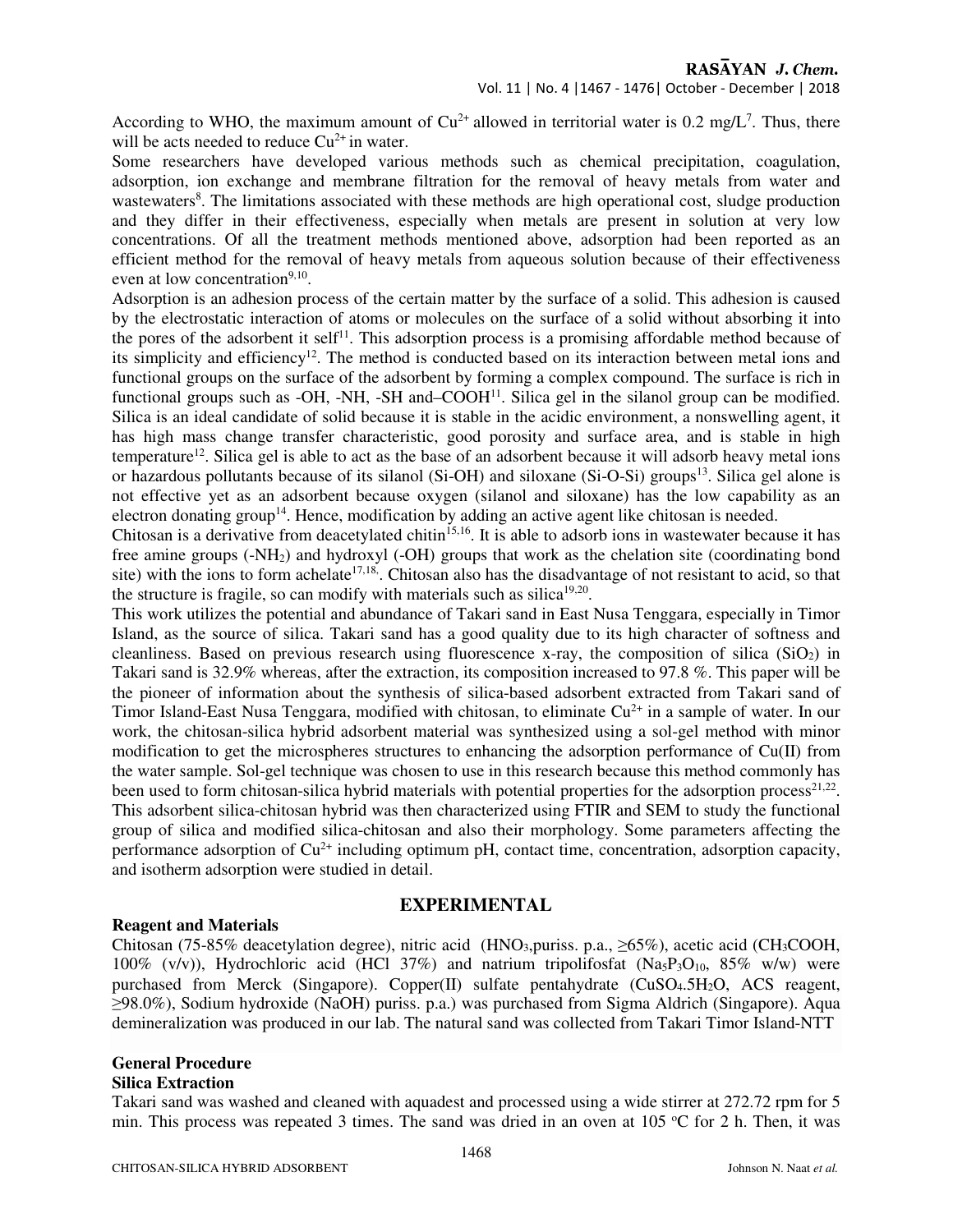According to WHO, the maximum amount of $Cu^{2+}$ allowed in territorial water is 0.2 mg/L[7]. Thus, there will be acts needed to reduce $Cu^{2+}$ in water.

Some researchers have developed various methods such as chemical precipitation, coagulation, adsorption, ion exchange and membrane filtration for the removal of heavy metals from water and wastewaters[8]. The limitations associated with these methods are high operational cost, sludge production and they differ in their effectiveness, especially when metals are present in solution at very low concentrations. Of all the treatment methods mentioned above, adsorption had been reported as an efficient method for the removal of heavy metals from aqueous solution because of their effectiveness even at low concentration[9,10].

Adsorption is an adhesion process of the certain matter by the surface of a solid. This adhesion is caused by the electrostatic interaction of atoms or molecules on the surface of a solid without absorbing it into the pores of the adsorbent it self[11]. This adsorption process is a promising affordable method because of its simplicity and efficiency[12]. The method is conducted based on its interaction between metal ions and functional groups on the surface of the adsorbent by forming a complex compound. The surface is rich in functional groups such as -OH, -NH, -SH and–COOH[11]. Silica gel in the silanol group can be modified. Silica is an ideal candidate of solid because it is stable in the acidic environment, a nonswelling agent, it has high mass change transfer characteristic, good porosity and surface area, and is stable in high temperature[12]. Silica gel is able to act as the base of an adsorbent because it will adsorb heavy metal ions or hazardous pollutants because of its silanol (Si-OH) and siloxane (Si-O-Si) groups[13]. Silica gel alone is not effective yet as an adsorbent because oxygen (silanol and siloxane) has the low capability as an electron donating group[14]. Hence, modification by adding an active agent like chitosan is needed.

Chitosan is a derivative from deacetylated chitin[15,16]. It is able to adsorb ions in wastewater because it has free amine groups ($-NH_2$) and hydroxyl (-OH) groups that work as the chelation site (coordinating bond site) with the ions to form achelate[17,18]. Chitosan also has the disadvantage of not resistant to acid, so that the structure is fragile, so can modify with materials such as silica[19,20].

This work utilizes the potential and abundance of Takari sand in East Nusa Tenggara, especially in Timor Island, as the source of silica. Takari sand has a good quality due to its high character of softness and cleanliness. Based on previous research using fluorescence x-ray, the composition of silica ($SiO_2$) in Takari sand is 32.9% whereas, after the extraction, its composition increased to 97.8 %. This paper will be the pioneer of information about the synthesis of silica-based adsorbent extracted from Takari sand of Timor Island-East Nusa Tenggara, modified with chitosan, to eliminate $Cu^{2+}$ in a sample of water. In our work, the chitosan-silica hybrid adsorbent material was synthesized using a sol-gel method with minor modification to get the microspheres structures to enhancing the adsorption performance of Cu(II) from the water sample. Sol-gel technique was chosen to use in this research because this method commonly has been used to form chitosan-silica hybrid materials with potential properties for the adsorption process[21,22]. This adsorbent silica-chitosan hybrid was then characterized using FTIR and SEM to study the functional group of silica and modified silica-chitosan and also their morphology. Some parameters affecting the performance adsorption of $Cu^{2+}$ including optimum pH, contact time, concentration, adsorption capacity, and isotherm adsorption were studied in detail.

## EXPERIMENTAL

### Reagent and Materials

Chitosan (75-85% deacetylation degree), nitric acid ($HNO_3$,puriss. p.a., ≥65%), acetic acid ($CH_3COOH$, 100% (v/v)), Hydrochloric acid (HCl 37%) and natrium tripolifosfat ($Na_5P_3O_{10}$, 85% w/w) were purchased from Merck (Singapore). Copper(II) sulfate pentahydrate ($CuSO_4.5H_2O$, ACS reagent, ≥98.0%), Sodium hydroxide (NaOH) puriss. p.a.) was purchased from Sigma Aldrich (Singapore). Aqua demineralization was produced in our lab. The natural sand was collected from Takari Timor Island-NTT

### General Procedure

#### Silica Extraction

Takari sand was washed and cleaned with aquadest and processed using a wide stirrer at 272.72 rpm for 5 min. This process was repeated 3 times. The sand was dried in an oven at 105 °C for 2 h. Then, it was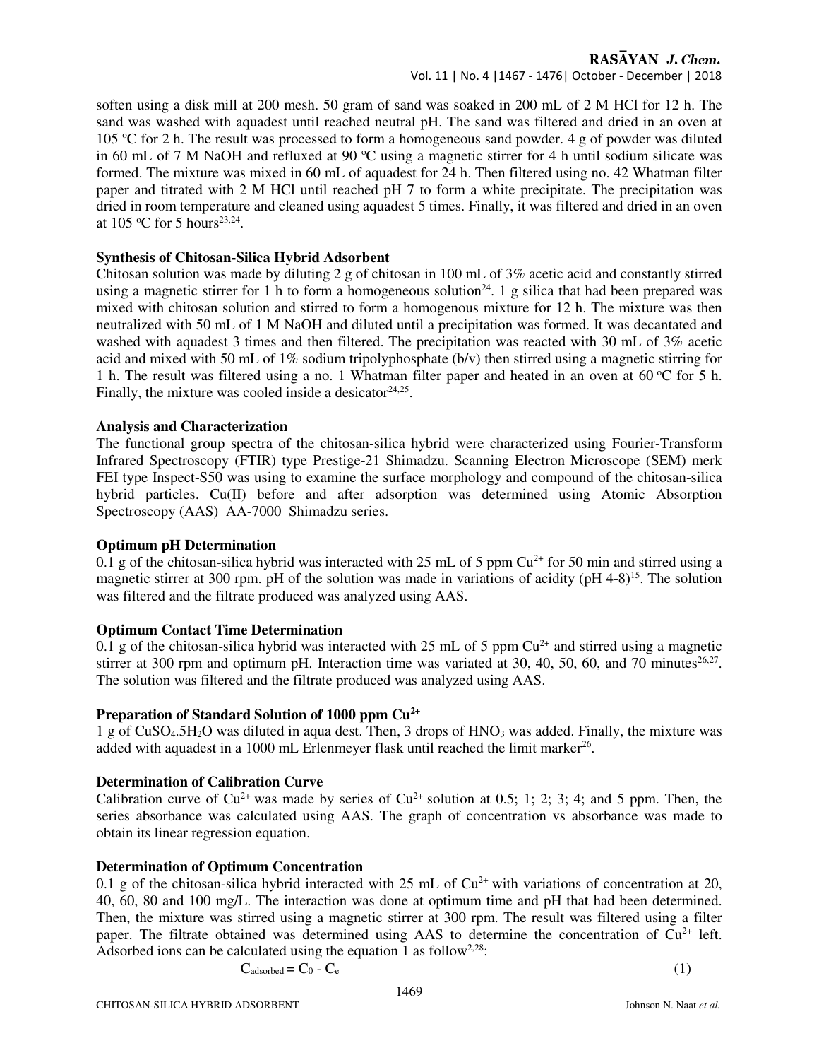soften using a disk mill at 200 mesh. 50 gram of sand was soaked in 200 mL of 2 M HCl for 12 h. The sand was washed with aquadest until reached neutral pH. The sand was filtered and dried in an oven at 105 ºC for 2 h. The result was processed to form a homogeneous sand powder. 4 g of powder was diluted in 60 mL of 7 M NaOH and refluxed at 90 ºC using a magnetic stirrer for 4 h until sodium silicate was formed. The mixture was mixed in 60 mL of aquadest for 24 h. Then filtered using no. 42 Whatman filter paper and titrated with 2 M HCl until reached pH 7 to form a white precipitate. The precipitation was dried in room temperature and cleaned using aquadest 5 times. Finally, it was filtered and dried in an oven at 105 ºC for 5 hours[23,24].

### Synthesis of Chitosan-Silica Hybrid Adsorbent

Chitosan solution was made by diluting 2 g of chitosan in 100 mL of 3% acetic acid and constantly stirred using a magnetic stirrer for 1 h to form a homogeneous solution[24]. 1 g silica that had been prepared was mixed with chitosan solution and stirred to form a homogenous mixture for 12 h. The mixture was then neutralized with 50 mL of 1 M NaOH and diluted until a precipitation was formed. It was decantated and washed with aquadest 3 times and then filtered. The precipitation was reacted with 30 mL of 3% acetic acid and mixed with 50 mL of 1% sodium tripolyphosphate (b/v) then stirred using a magnetic stirring for 1 h. The result was filtered using a no. 1 Whatman filter paper and heated in an oven at 60 ºC for 5 h. Finally, the mixture was cooled inside a desicator[24,25].

### Analysis and Characterization

The functional group spectra of the chitosan-silica hybrid were characterized using Fourier-Transform Infrared Spectroscopy (FTIR) type Prestige-21 Shimadzu. Scanning Electron Microscope (SEM) merk FEI type Inspect-S50 was using to examine the surface morphology and compound of the chitosan-silica hybrid particles. Cu(II) before and after adsorption was determined using Atomic Absorption Spectroscopy (AAS) AA-7000 Shimadzu series.

### Optimum pH Determination

0.1 g of the chitosan-silica hybrid was interacted with 25 mL of 5 ppm $Cu^{2+}$ for 50 min and stirred using a magnetic stirrer at 300 rpm. pH of the solution was made in variations of acidity (pH 4-8)[15]. The solution was filtered and the filtrate produced was analyzed using AAS.

### Optimum Contact Time Determination

0.1 g of the chitosan-silica hybrid was interacted with 25 mL of 5 ppm $Cu^{2+}$ and stirred using a magnetic stirrer at 300 rpm and optimum pH. Interaction time was variated at 30, 40, 50, 60, and 70 minutes[26,27]. The solution was filtered and the filtrate produced was analyzed using AAS.

### Preparation of Standard Solution of 1000 ppm $Cu^{2+}$

1 g of $CuSO_4.5H_2O$ was diluted in aqua dest. Then, 3 drops of $HNO_3$ was added. Finally, the mixture was added with aquadest in a 1000 mL Erlenmeyer flask until reached the limit marker[26].

### Determination of Calibration Curve

Calibration curve of $Cu^{2+}$ was made by series of $Cu^{2+}$ solution at 0.5; 1; 2; 3; 4; and 5 ppm. Then, the series absorbance was calculated using AAS. The graph of concentration vs absorbance was made to obtain its linear regression equation.

### Determination of Optimum Concentration

0.1 g of the chitosan-silica hybrid interacted with 25 mL of $Cu^{2+}$ with variations of concentration at 20, 40, 60, 80 and 100 mg/L. The interaction was done at optimum time and pH that had been determined. Then, the mixture was stirred using a magnetic stirrer at 300 rpm. The result was filtered using a filter paper. The filtrate obtained was determined using AAS to determine the concentration of $Cu^{2+}$ left. Adsorbed ions can be calculated using the equation 1 as follow[2,28]:

$$C_{adsorbed} = C_0 - C_e \tag{1}$$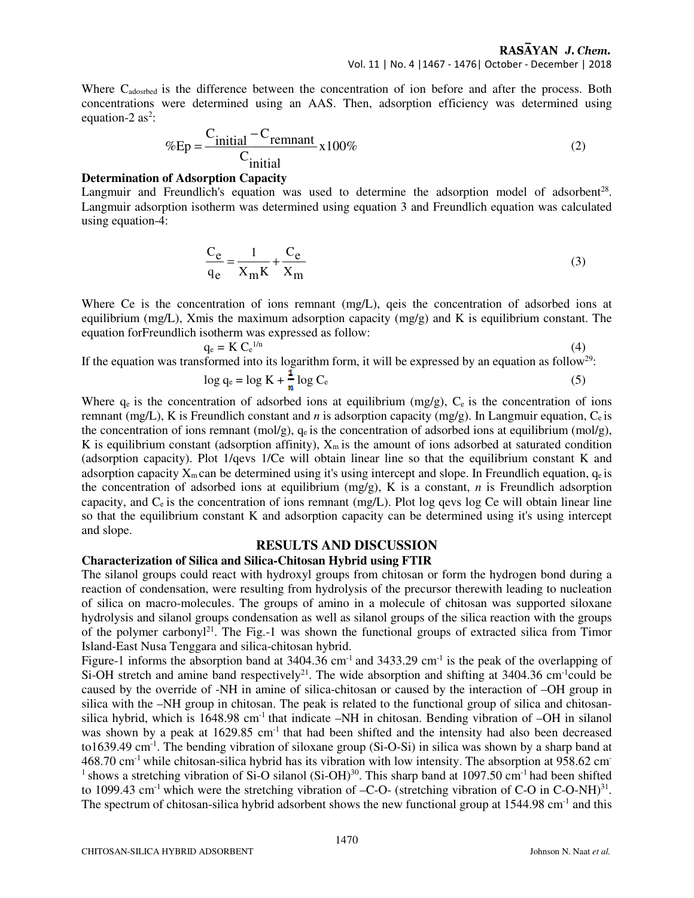Where $C_{adosrbed}$ is the difference between the concentration of ion before and after the process. Both concentrations were determined using an AAS. Then, adsorption efficiency was determined using equation-2 as[2]:

$$\%Ep = \frac{C_{initial} - C_{remnant}}{C_{initial}} \times 100\% \tag{2}$$

**Determination of Adsorption Capacity**

Langmuir and Freundlich's equation was used to determine the adsorption model of adsorbent[28]. Langmuir adsorption isotherm was determined using equation 3 and Freundlich equation was calculated using equation-4:

$$\frac{C_e}{q_e} = \frac{1}{X_m K} + \frac{C_e}{X_m} \tag{3}$$

Where Ce is the concentration of ions remnant (mg/L), qeis the concentration of adsorbed ions at equilibrium (mg/L), Xmis the maximum adsorption capacity (mg/g) and K is equilibrium constant. The equation forFreundlich isotherm was expressed as follow:

$$q_e = K\, C_e^{1/n} \tag{4}$$

If the equation was transformed into its logarithm form, it will be expressed by an equation as follow[29]:

$$\log q_e = \log K + \frac{1}{n} \log C_e \tag{5}$$

Where $q_e$ is the concentration of adsorbed ions at equilibrium (mg/g), $C_e$ is the concentration of ions remnant (mg/L), K is Freundlich constant and *n* is adsorption capacity (mg/g). In Langmuir equation, $C_e$ is the concentration of ions remnant (mol/g), $q_e$ is the concentration of adsorbed ions at equilibrium (mol/g), K is equilibrium constant (adsorption affinity), $X_m$ is the amount of ions adsorbed at saturated condition (adsorption capacity). Plot 1/qevs 1/Ce will obtain linear line so that the equilibrium constant K and adsorption capacity $X_m$ can be determined using it's using intercept and slope. In Freundlich equation, $q_e$ is the concentration of adsorbed ions at equilibrium (mg/g), K is a constant, *n* is Freundlich adsorption capacity, and $C_e$ is the concentration of ions remnant (mg/L). Plot log qevs log Ce will obtain linear line so that the equilibrium constant K and adsorption capacity can be determined using it's using intercept and slope.

## RESULTS AND DISCUSSION

**Characterization of Silica and Silica-Chitosan Hybrid using FTIR**

The silanol groups could react with hydroxyl groups from chitosan or form the hydrogen bond during a reaction of condensation, were resulting from hydrolysis of the precursor therewith leading to nucleation of silica on macro-molecules. The groups of amino in a molecule of chitosan was supported siloxane hydrolysis and silanol groups condensation as well as silanol groups of the silica reaction with the groups of the polymer carbonyl[21]. The Fig.-1 was shown the functional groups of extracted silica from Timor Island-East Nusa Tenggara and silica-chitosan hybrid.

Figure-1 informs the absorption band at 3404.36 $cm^{-1}$ and 3433.29 $cm^{-1}$ is the peak of the overlapping of Si-OH stretch and amine band respectively[21]. The wide absorption and shifting at 3404.36 $cm^{-1}$could be caused by the override of -NH in amine of silica-chitosan or caused by the interaction of –OH group in silica with the –NH group in chitosan. The peak is related to the functional group of silica and chitosan-silica hybrid, which is 1648.98 $cm^{-1}$ that indicate –NH in chitosan. Bending vibration of –OH in silanol was shown by a peak at 1629.85 $cm^{-1}$ that had been shifted and the intensity had also been decreased to1639.49 $cm^{-1}$. The bending vibration of siloxane group (Si-O-Si) in silica was shown by a sharp band at 468.70 $cm^{-1}$ while chitosan-silica hybrid has its vibration with low intensity. The absorption at 958.62 $cm^{-1}$ shows a stretching vibration of Si-O silanol (Si-OH)[30]. This sharp band at 1097.50 $cm^{-1}$ had been shifted to 1099.43 $cm^{-1}$ which were the stretching vibration of –C-O- (stretching vibration of C-O in C-O-NH)[31]. The spectrum of chitosan-silica hybrid adsorbent shows the new functional group at 1544.98 $cm^{-1}$ and this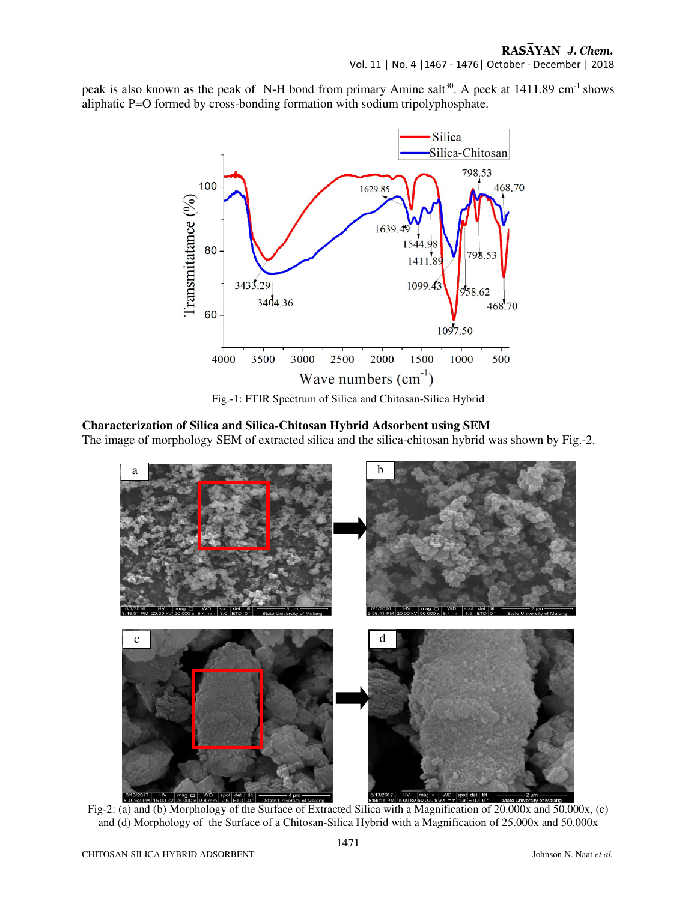peak is also known as the peak of N-H bond from primary Amine salt[30]. A peek at 1411.89 $cm^{-1}$ shows aliphatic P=O formed by cross-bonding formation with sodium tripolyphosphate.

Fig.-1: FTIR Spectrum of Silica and Chitosan-Silica Hybrid

**Characterization of Silica and Silica-Chitosan Hybrid Adsorbent using SEM**

The image of morphology SEM of extracted silica and the silica-chitosan hybrid was shown by Fig.-2.

Fig-2: (a) and (b) Morphology of the Surface of Extracted Silica with a Magnification of 20.000x and 50.000x, (c) and (d) Morphology of the Surface of a Chitosan-Silica Hybrid with a Magnification of 25.000x and 50.000x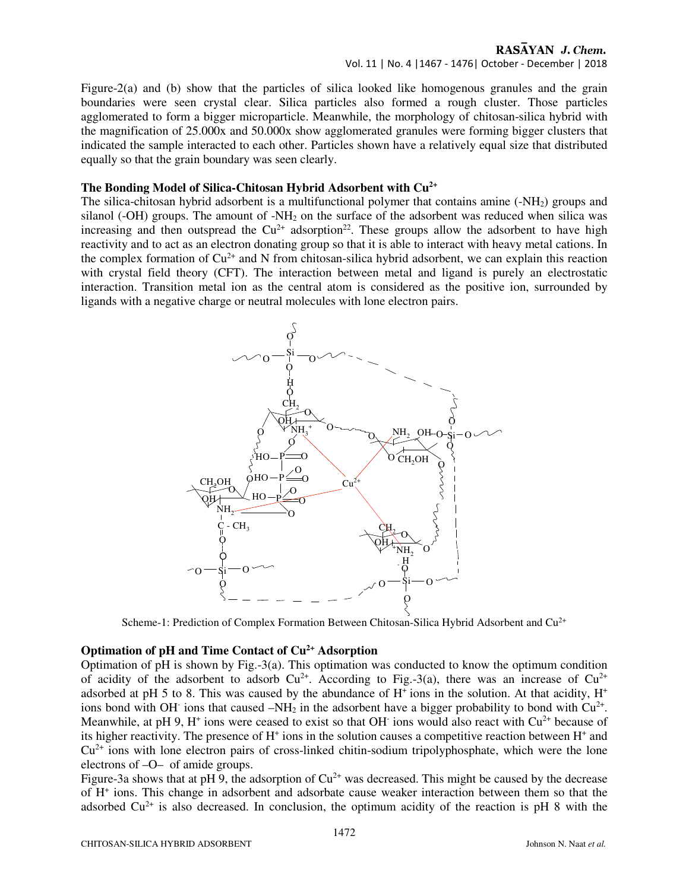Figure-2(a) and (b) show that the particles of silica looked like homogenous granules and the grain boundaries were seen crystal clear. Silica particles also formed a rough cluster. Those particles agglomerated to form a bigger microparticle. Meanwhile, the morphology of chitosan-silica hybrid with the magnification of 25.000x and 50.000x show agglomerated granules were forming bigger clusters that indicated the sample interacted to each other. Particles shown have a relatively equal size that distributed equally so that the grain boundary was seen clearly.

**The Bonding Model of Silica-Chitosan Hybrid Adsorbent with $Cu^{2+}$**

The silica-chitosan hybrid adsorbent is a multifunctional polymer that contains amine ($-NH_2$) groups and silanol (-OH) groups. The amount of $-NH_2$ on the surface of the adsorbent was reduced when silica was increasing and then outspread the $Cu^{2+}$ adsorption[22]. These groups allow the adsorbent to have high reactivity and to act as an electron donating group so that it is able to interact with heavy metal cations. In the complex formation of $Cu^{2+}$ and N from chitosan-silica hybrid adsorbent, we can explain this reaction with crystal field theory (CFT). The interaction between metal and ligand is purely an electrostatic interaction. Transition metal ion as the central atom is considered as the positive ion, surrounded by ligands with a negative charge or neutral molecules with lone electron pairs.

Scheme-1: Prediction of Complex Formation Between Chitosan-Silica Hybrid Adsorbent and $Cu^{2+}$

**Optimation of pH and Time Contact of $Cu^{2+}$ Adsorption**

Optimation of pH is shown by Fig.-3(a). This optimation was conducted to know the optimum condition of acidity of the adsorbent to adsorb $Cu^{2+}$. According to Fig.-3(a), there was an increase of $Cu^{2+}$ adsorbed at pH 5 to 8. This was caused by the abundance of $H^+$ ions in the solution. At that acidity, $H^+$ ions bond with $OH^-$ ions that caused $-NH_2$ in the adsorbent have a bigger probability to bond with $Cu^{2+}$. Meanwhile, at pH 9, $H^+$ ions were ceased to exist so that $OH^-$ ions would also react with $Cu^{2+}$ because of its higher reactivity. The presence of $H^+$ ions in the solution causes a competitive reaction between $H^+$ and $Cu^{2+}$ ions with lone electron pairs of cross-linked chitin-sodium tripolyphosphate, which were the lone electrons of –O– of amide groups.

Figure-3a shows that at pH 9, the adsorption of $Cu^{2+}$ was decreased. This might be caused by the decrease of $H^+$ ions. This change in adsorbent and adsorbate cause weaker interaction between them so that the adsorbed $Cu^{2+}$ is also decreased. In conclusion, the optimum acidity of the reaction is pH 8 with the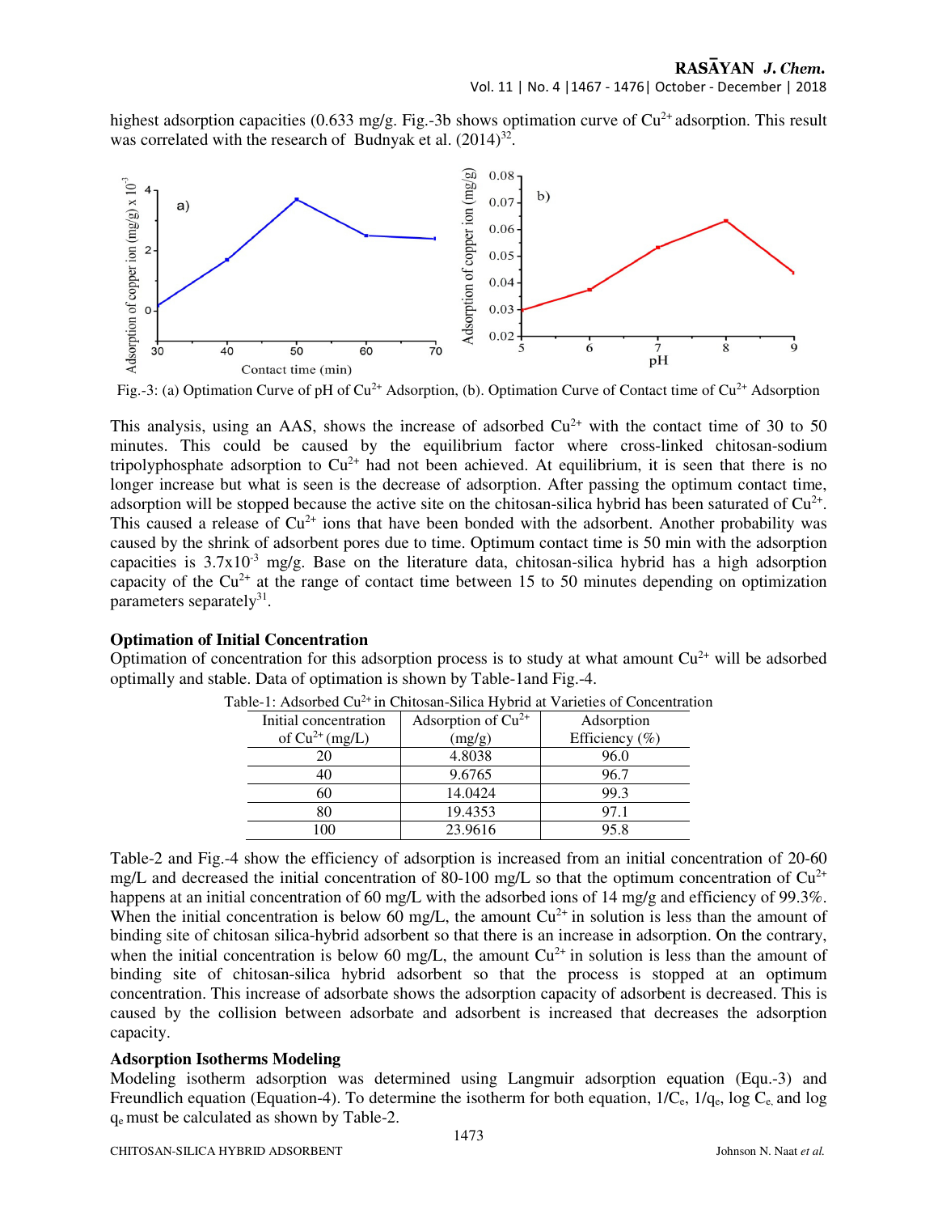highest adsorption capacities (0.633 mg/g. Fig.-3b shows optimation curve of $Cu^{2+}$ adsorption. This result was correlated with the research of Budnyak et al. (2014)[32].

Fig.-3: (a) Optimation Curve of pH of $Cu^{2+}$ Adsorption, (b). Optimation Curve of Contact time of $Cu^{2+}$ Adsorption

This analysis, using an AAS, shows the increase of adsorbed $Cu^{2+}$ with the contact time of 30 to 50 minutes. This could be caused by the equilibrium factor where cross-linked chitosan-sodium tripolyphosphate adsorption to $Cu^{2+}$ had not been achieved. At equilibrium, it is seen that there is no longer increase but what is seen is the decrease of adsorption. After passing the optimum contact time, adsorption will be stopped because the active site on the chitosan-silica hybrid has been saturated of $Cu^{2+}$. This caused a release of $Cu^{2+}$ ions that have been bonded with the adsorbent. Another probability was caused by the shrink of adsorbent pores due to time. Optimum contact time is 50 min with the adsorption capacities is $3.7 \times 10^{-3}$ mg/g. Base on the literature data, chitosan-silica hybrid has a high adsorption capacity of the $Cu^{2+}$ at the range of contact time between 15 to 50 minutes depending on optimization parameters separately[31].

### Optimation of Initial Concentration

Optimation of concentration for this adsorption process is to study at what amount $Cu^{2+}$ will be adsorbed optimally and stable. Data of optimation is shown by Table-1and Fig.-4.

Table-1: Adsorbed $Cu^{2+}$ in Chitosan-Silica Hybrid at Varieties of Concentration

| Initial concentration of $Cu^{2+}$ (mg/L) | Adsorption of $Cu^{2+}$ (mg/g) | Adsorption Efficiency (%) |
|---|---|---|
| 20 | 4.8038 | 96.0 |
| 40 | 9.6765 | 96.7 |
| 60 | 14.0424 | 99.3 |
| 80 | 19.4353 | 97.1 |
| 100 | 23.9616 | 95.8 |

Table-2 and Fig.-4 show the efficiency of adsorption is increased from an initial concentration of 20-60 mg/L and decreased the initial concentration of 80-100 mg/L so that the optimum concentration of $Cu^{2+}$ happens at an initial concentration of 60 mg/L with the adsorbed ions of 14 mg/g and efficiency of 99.3%. When the initial concentration is below 60 mg/L, the amount $Cu^{2+}$ in solution is less than the amount of binding site of chitosan silica-hybrid adsorbent so that there is an increase in adsorption. On the contrary, when the initial concentration is below 60 mg/L, the amount $Cu^{2+}$ in solution is less than the amount of binding site of chitosan-silica hybrid adsorbent so that the process is stopped at an optimum concentration. This increase of adsorbate shows the adsorption capacity of adsorbent is decreased. This is caused by the collision between adsorbate and adsorbent is increased that decreases the adsorption capacity.

### Adsorption Isotherms Modeling

Modeling isotherm adsorption was determined using Langmuir adsorption equation (Equ.-3) and Freundlich equation (Equation-4). To determine the isotherm for both equation, $1/C_e$, $1/q_e$, log $C_e$, and log $q_e$ must be calculated as shown by Table-2.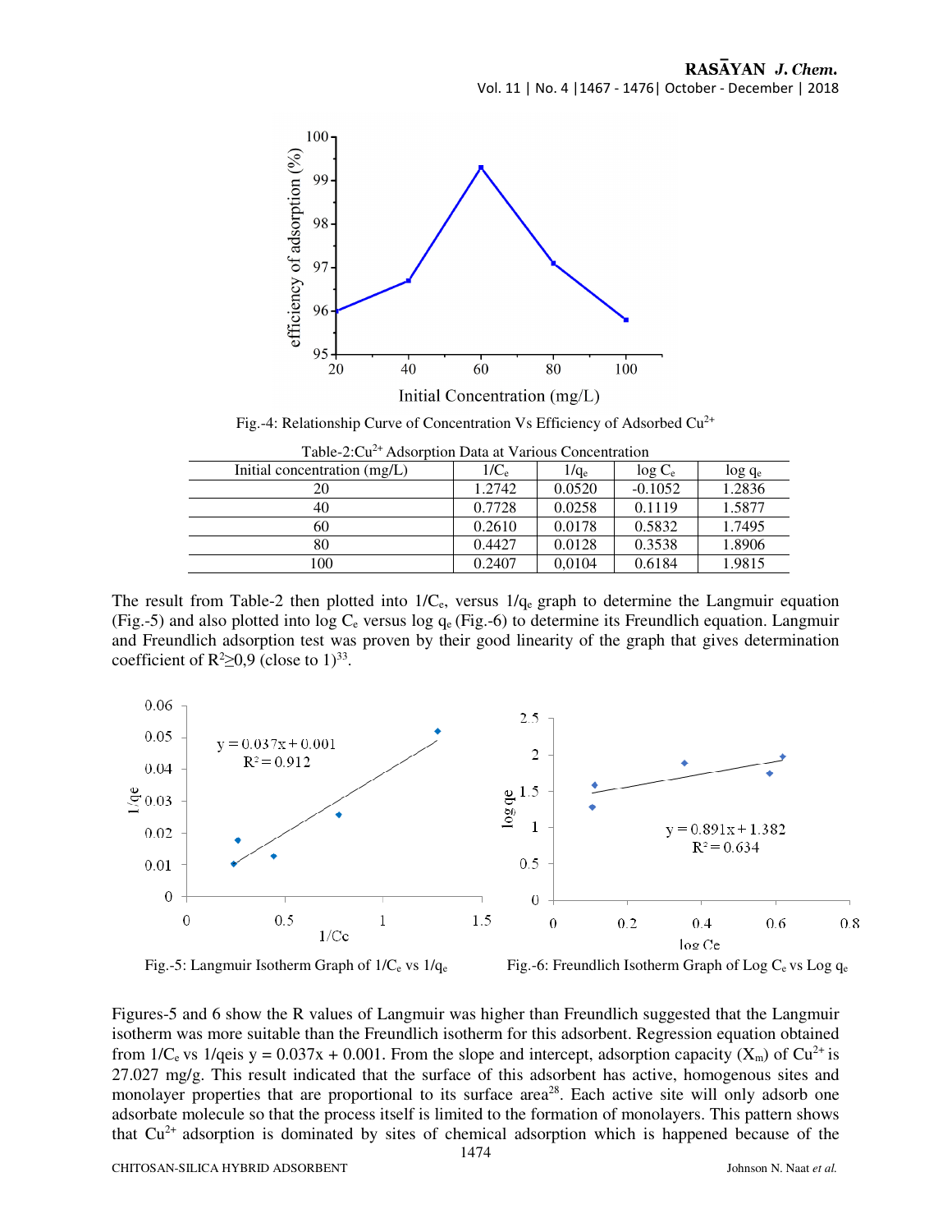Fig.-4: Relationship Curve of Concentration Vs Efficiency of Adsorbed $Cu^{2+}$

Table-2: $Cu^{2+}$ Adsorption Data at Various Concentration

| Initial concentration (mg/L) | $1/C_e$ | $1/q_e$ | $\log C_e$ | $\log q_e$ |
|---|---|---|---|---|
| 20 | 1.2742 | 0.0520 | -0.1052 | 1.2836 |
| 40 | 0.7728 | 0.0258 | 0.1119 | 1.5877 |
| 60 | 0.2610 | 0.0178 | 0.5832 | 1.7495 |
| 80 | 0.4427 | 0.0128 | 0.3538 | 1.8906 |
| 100 | 0.2407 | 0,0104 | 0.6184 | 1.9815 |

The result from Table-2 then plotted into $1/C_e$, versus $1/q_e$ graph to determine the Langmuir equation (Fig.-5) and also plotted into $\log C_e$ versus $\log q_e$ (Fig.-6) to determine its Freundlich equation. Langmuir and Freundlich adsorption test was proven by their good linearity of the graph that gives determination coefficient of $R^2 \geq 0{,}9$ (close to 1)[33].

Fig.-5: Langmuir Isotherm Graph of $1/C_e$ vs $1/q_e$

Fig.-6: Freundlich Isotherm Graph of Log $C_e$ vs Log $q_e$

Figures-5 and 6 show the R values of Langmuir was higher than Freundlich suggested that the Langmuir isotherm was more suitable than the Freundlich isotherm for this adsorbent. Regression equation obtained from $1/C_e$ vs $1/q_e$is $y = 0.037x + 0.001$. From the slope and intercept, adsorption capacity ($X_m$) of $Cu^{2+}$ is 27.027 mg/g. This result indicated that the surface of this adsorbent has active, homogenous sites and monolayer properties that are proportional to its surface area[28]. Each active site will only adsorb one adsorbate molecule so that the process itself is limited to the formation of monolayers. This pattern shows that $Cu^{2+}$ adsorption is dominated by sites of chemical adsorption which is happened because of the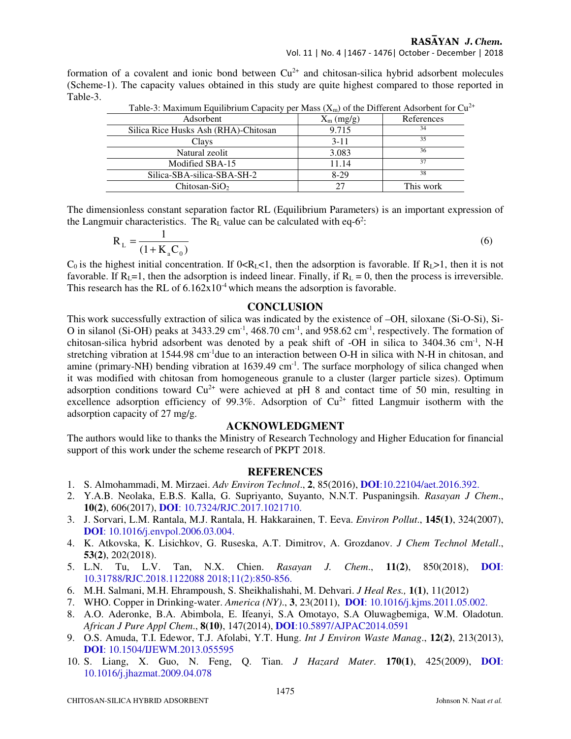formation of a covalent and ionic bond between $Cu^{2+}$ and chitosan-silica hybrid adsorbent molecules (Scheme-1). The capacity values obtained in this study are quite highest compared to those reported in Table-3.

Table-3: Maximum Equilibrium Capacity per Mass ($X_m$) of the Different Adsorbent for $Cu^{2+}$

| Adsorbent | $X_m$ (mg/g) | References |
|---|---|---|
| Silica Rice Husks Ash (RHA)-Chitosan | 9.715 | 34 |
| Clays | 3-11 | 35 |
| Natural zeolit | 3.083 | 36 |
| Modified SBA-15 | 11.14 | 37 |
| Silica-SBA-silica-SBA-SH-2 | 8-29 | 38 |
| Chitosan-$SiO_2$ | 27 | This work |

The dimensionless constant separation factor RL (Equilibrium Parameters) is an important expression of the Langmuir characteristics. The $R_L$ value can be calculated with eq-6[2]:

$$R_L = \frac{1}{(1 + K_a C_0)} \tag{6}$$

$C_0$ is the highest initial concentration. If $0<R_L<1$, then the adsorption is favorable. If $R_L>1$, then it is not favorable. If $R_L=1$, then the adsorption is indeed linear. Finally, if $R_L = 0$, then the process is irreversible. This research has the RL of $6.162 \times 10^{-4}$ which means the adsorption is favorable.

## CONCLUSION

This work successfully extraction of silica was indicated by the existence of –OH, siloxane (Si-O-Si), Si-O in silanol (Si-OH) peaks at 3433.29 $cm^{-1}$, 468.70 $cm^{-1}$, and 958.62 $cm^{-1}$, respectively. The formation of chitosan-silica hybrid adsorbent was denoted by a peak shift of -OH in silica to 3404.36 $cm^{-1}$, N-H stretching vibration at 1544.98 $cm^{-1}$due to an interaction between O-H in silica with N-H in chitosan, and amine (primary-NH) bending vibration at 1639.49 $cm^{-1}$. The surface morphology of silica changed when it was modified with chitosan from homogeneous granule to a cluster (larger particle sizes). Optimum adsorption conditions toward $Cu^{2+}$ were achieved at pH 8 and contact time of 50 min, resulting in excellence adsorption efficiency of 99.3%. Adsorption of $Cu^{2+}$ fitted Langmuir isotherm with the adsorption capacity of 27 mg/g.

## ACKNOWLEDGMENT

The authors would like to thanks the Ministry of Research Technology and Higher Education for financial support of this work under the scheme research of PKPT 2018.

## REFERENCES

1. S. Almohammadi, M. Mirzaei. *Adv Environ Technol*., **2**, 85(2016), **DOI**:10.22104/aet.2016.392.
2. Y.A.B. Neolaka, E.B.S. Kalla, G. Supriyanto, Suyanto, N.N.T. Puspaningsih. *Rasayan J Chem*., **10(2)**, 606(2017), **DOI**: 10.7324/RJC.2017.1021710.
3. J. Sorvari, L.M. Rantala, M.J. Rantala, H. Hakkarainen, T. Eeva. *Environ Pollut*., **145(1)**, 324(2007), **DOI**: 10.1016/j.envpol.2006.03.004.
4. K. Atkovska, K. Lisichkov, G. Ruseska, A.T. Dimitrov, A. Grozdanov. *J Chem Technol Metall*., **53(2)**, 202(2018).
5. L.N. Tu, L.V. Tan, N.X. Chien. *Rasayan J. Chem*., **11(2)**, 850(2018), **DOI**: 10.31788/RJC.2018.1122088 2018;11(2):850-856.
6. M.H. Salmani, M.H. Ehrampoush, S. Sheikhalishahi, M. Dehvari. *J Heal Res.,* **1(1)**, 11(2012)
7. WHO. Copper in Drinking-water. *America (NY)*., **3**, 23(2011), **DOI**: 10.1016/j.kjms.2011.05.002.
8. A.O. Aderonke, B.A. Abimbola, E. Ifeanyi, S.A Omotayo, S.A Oluwagbemiga, W.M. Oladotun. *African J Pure Appl Chem*., **8(10)**, 147(2014), **DOI**:10.5897/AJPAC2014.0591
9. O.S. Amuda, T.I. Edewor, T.J. Afolabi, Y.T. Hung. *Int J Environ Waste Manag*., **12(2)**, 213(2013), **DOI**: 10.1504/IJEWM.2013.055595
10. S. Liang, X. Guo, N. Feng, Q. Tian. *J Hazard Mater*. **170(1)**, 425(2009), **DOI**: 10.1016/j.jhazmat.2009.04.078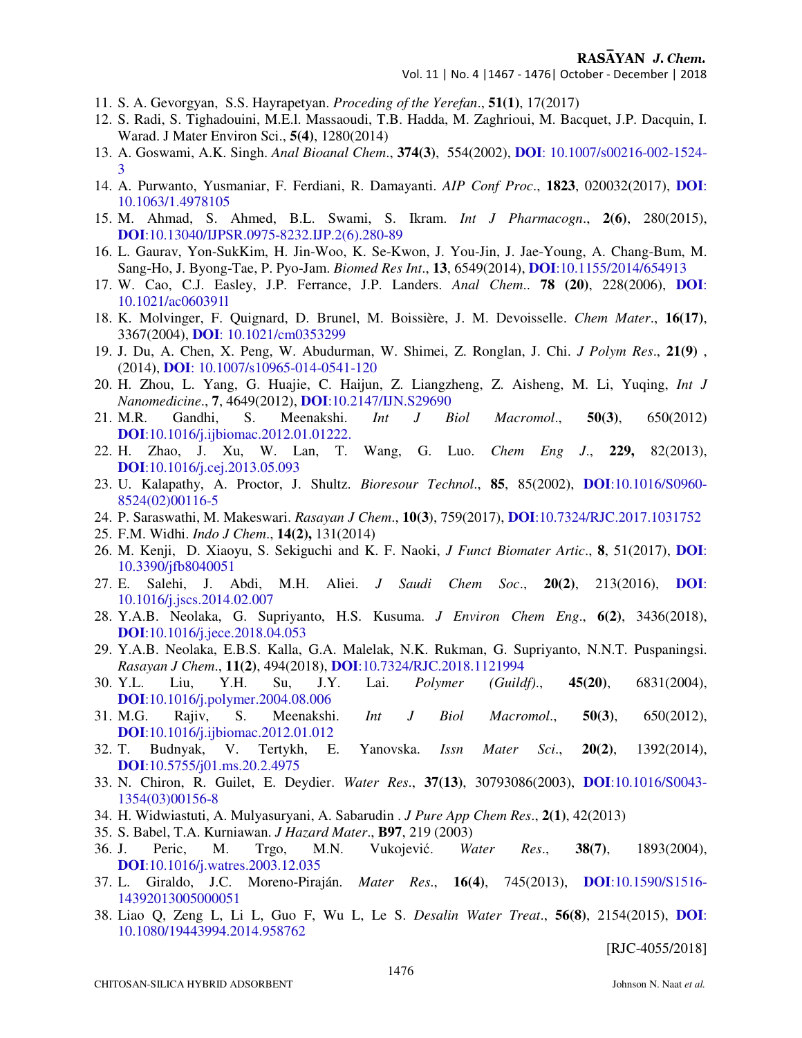11. S. A. Gevorgyan, S.S. Hayrapetyan. *Proceding of the Yerefan*., **51(1)**, 17(2017)
12. S. Radi, S. Tighadouini, M.E.l. Massaoudi, T.B. Hadda, M. Zaghrioui, M. Bacquet, J.P. Dacquin, I. Warad. J Mater Environ Sci., **5(4)**, 1280(2014)
13. A. Goswami, A.K. Singh. *Anal Bioanal Chem*., **374(3)**, 554(2002), **DOI**: 10.1007/s00216-002-1524-3
14. A. Purwanto, Yusmaniar, F. Ferdiani, R. Damayanti. *AIP Conf Proc*., **1823**, 020032(2017), **DOI**: 10.1063/1.4978105
15. M. Ahmad, S. Ahmed, B.L. Swami, S. Ikram. *Int J Pharmacogn*., **2(6)**, 280(2015), **DOI**:10.13040/IJPSR.0975-8232.IJP.2(6).280-89
16. L. Gaurav, Yon-SukKim, H. Jin-Woo, K. Se-Kwon, J. You-Jin, J. Jae-Young, A. Chang-Bum, M. Sang-Ho, J. Byong-Tae, P. Pyo-Jam. *Biomed Res Int*., **13**, 6549(2014), **DOI**:10.1155/2014/654913
17. W. Cao, C.J. Easley, J.P. Ferrance, J.P. Landers. *Anal Chem*.. **78 (20)**, 228(2006), **DOI**: 10.1021/ac060391l
18. K. Molvinger, F. Quignard, D. Brunel, M. Boissière, J. M. Devoisselle. *Chem Mater*., **16(17)**, 3367(2004), **DOI**: 10.1021/cm0353299
19. J. Du, A. Chen, X. Peng, W. Abudurman, W. Shimei, Z. Ronglan, J. Chi. *J Polym Res*., **21(9)** , (2014), **DOI**: 10.1007/s10965-014-0541-120
20. H. Zhou, L. Yang, G. Huajie, C. Haijun, Z. Liangzheng, Z. Aisheng, M. Li, Yuqing, *Int J Nanomedicine*., **7**, 4649(2012), **DOI**:10.2147/IJN.S29690
21. M.R. Gandhi, S. Meenakshi. *Int J Biol Macromol*., **50(3)**, 650(2012) **DOI**:10.1016/j.ijbiomac.2012.01.01222.
22. H. Zhao, J. Xu, W. Lan, T. Wang, G. Luo. *Chem Eng J*., **229,** 82(2013), **DOI**:10.1016/j.cej.2013.05.093
23. U. Kalapathy, A. Proctor, J. Shultz. *Bioresour Technol*., **85**, 85(2002), **DOI**:10.1016/S0960-8524(02)00116-5
24. P. Saraswathi, M. Makeswari. *Rasayan J Chem*., **10(3)**, 759(2017), **DOI**:10.7324/RJC.2017.1031752
25. F.M. Widhi. *Indo J Chem*., **14(2),** 131(2014)
26. M. Kenji, D. Xiaoyu, S. Sekiguchi and K. F. Naoki, *J Funct Biomater Artic*., **8**, 51(2017), **DOI**: 10.3390/jfb8040051
27. E. Salehi, J. Abdi, M.H. Aliei. *J Saudi Chem Soc*., **20(2)**, 213(2016), **DOI**: 10.1016/j.jscs.2014.02.007
28. Y.A.B. Neolaka, G. Supriyanto, H.S. Kusuma. *J Environ Chem Eng*., **6(2)**, 3436(2018), **DOI**:10.1016/j.jece.2018.04.053
29. Y.A.B. Neolaka, E.B.S. Kalla, G.A. Malelak, N.K. Rukman, G. Supriyanto, N.N.T. Puspaningsi. *Rasayan J Chem*., **11(2)**, 494(2018), **DOI**:10.7324/RJC.2018.1121994
30. Y.L. Liu, Y.H. Su, J.Y. Lai. *Polymer (Guildf)*., **45(20)**, 6831(2004), **DOI**:10.1016/j.polymer.2004.08.006
31. M.G. Rajiv, S. Meenakshi. *Int J Biol Macromol*., **50(3)**, 650(2012), **DOI**:10.1016/j.ijbiomac.2012.01.012
32. T. Budnyak, V. Tertykh, E. Yanovska. *Issn Mater Sci*., **20(2)**, 1392(2014), **DOI**:10.5755/j01.ms.20.2.4975
33. N. Chiron, R. Guilet, E. Deydier. *Water Res*., **37(13)**, 30793086(2003), **DOI**:10.1016/S0043-1354(03)00156-8
34. H. Widwiastuti, A. Mulyasuryani, A. Sabarudin . *J Pure App Chem Res*., **2(1)**, 42(2013)
35. S. Babel, T.A. Kurniawan. *J Hazard Mater*., **B97**, 219 (2003)
36. J. Peric, M. Trgo, M.N. Vukojević. *Water Res*., **38(7)**, 1893(2004), **DOI**:10.1016/j.watres.2003.12.035
37. L. Giraldo, J.C. Moreno-Piraján. *Mater Res*., **16(4)**, 745(2013), **DOI**:10.1590/S1516-14392013005000051
38. Liao Q, Zeng L, Li L, Guo F, Wu L, Le S. *Desalin Water Treat*., **56(8)**, 2154(2015), **DOI**: 10.1080/19443994.2014.958762

[RJC-4055/2018]